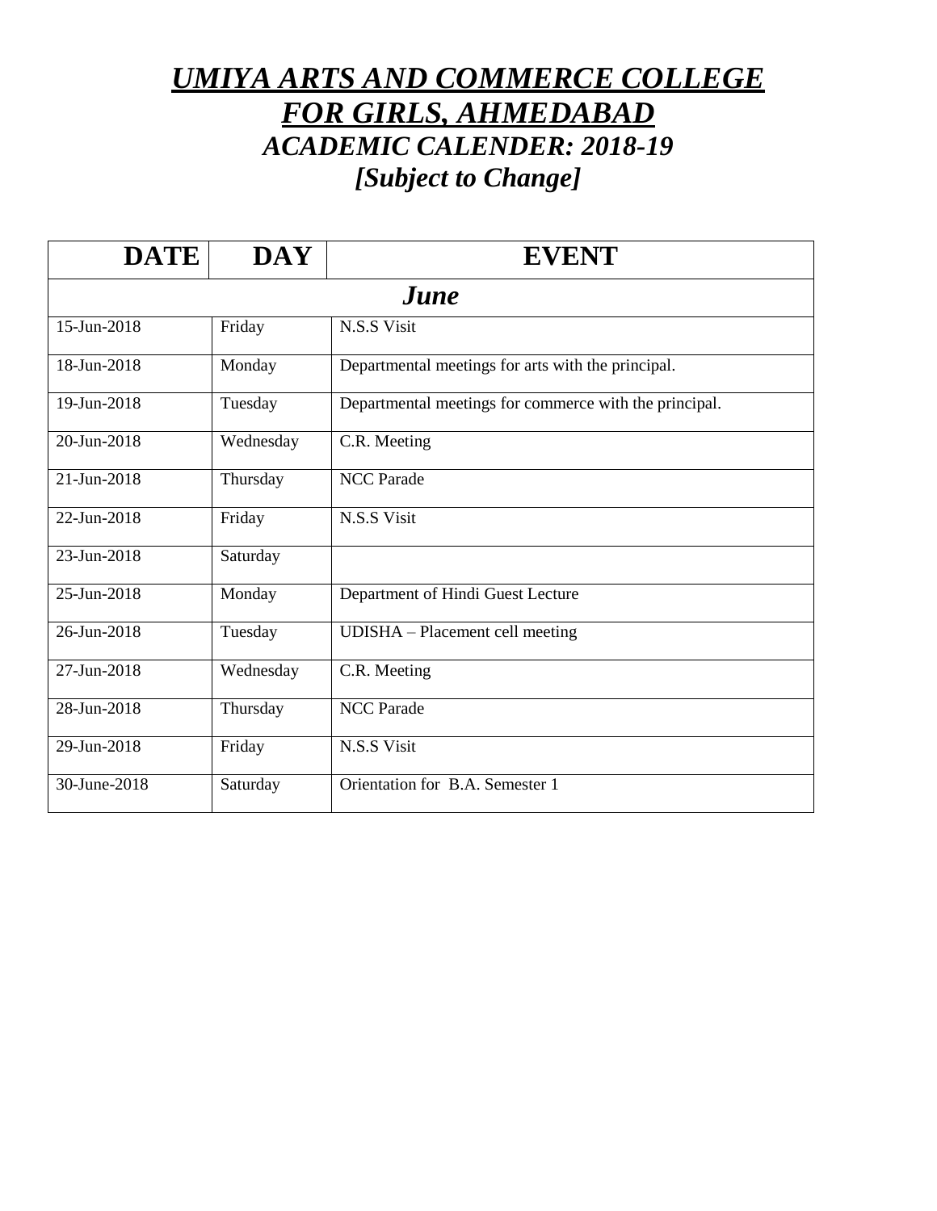# *UMIYA ARTS AND COMMERCE COLLEGE FOR GIRLS, AHMEDABAD*

## *ACADEMIC CALENDER: 2018-19*

## *[Subject to Change]*

| DATE | DAY | EVENT |
|---|---|---|
| ***June*** | | |
| 15-Jun-2018 | Friday | N.S.S Visit |
| 18-Jun-2018 | Monday | Departmental meetings for arts with the principal. |
| 19-Jun-2018 | Tuesday | Departmental meetings for commerce with the principal. |
| 20-Jun-2018 | Wednesday | C.R. Meeting |
| 21-Jun-2018 | Thursday | NCC Parade |
| 22-Jun-2018 | Friday | N.S.S Visit |
| 23-Jun-2018 | Saturday | |
| 25-Jun-2018 | Monday | Department of Hindi Guest Lecture |
| 26-Jun-2018 | Tuesday | UDISHA – Placement cell meeting |
| 27-Jun-2018 | Wednesday | C.R. Meeting |
| 28-Jun-2018 | Thursday | NCC Parade |
| 29-Jun-2018 | Friday | N.S.S Visit |
| 30-June-2018 | Saturday | Orientation for B.A. Semester 1 |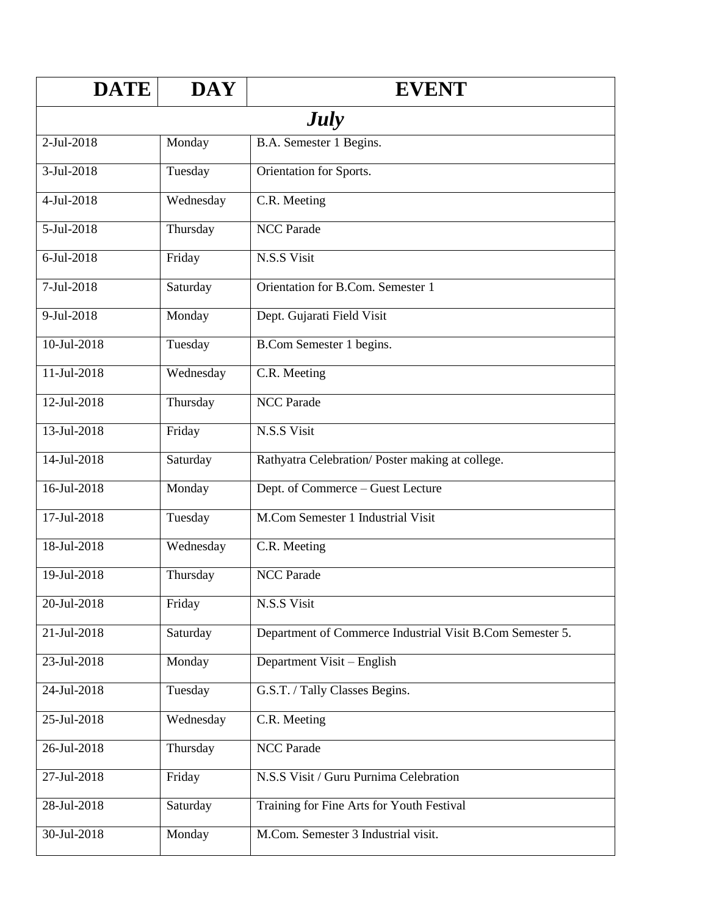| DATE | DAY | EVENT |
|---|---|---|
| ***July*** | | |
| 2-Jul-2018 | Monday | B.A. Semester 1 Begins. |
| 3-Jul-2018 | Tuesday | Orientation for Sports. |
| 4-Jul-2018 | Wednesday | C.R. Meeting |
| 5-Jul-2018 | Thursday | NCC Parade |
| 6-Jul-2018 | Friday | N.S.S Visit |
| 7-Jul-2018 | Saturday | Orientation for B.Com. Semester 1 |
| 9-Jul-2018 | Monday | Dept. Gujarati Field Visit |
| 10-Jul-2018 | Tuesday | B.Com Semester 1 begins. |
| 11-Jul-2018 | Wednesday | C.R. Meeting |
| 12-Jul-2018 | Thursday | NCC Parade |
| 13-Jul-2018 | Friday | N.S.S Visit |
| 14-Jul-2018 | Saturday | Rathyatra Celebration/ Poster making at college. |
| 16-Jul-2018 | Monday | Dept. of Commerce – Guest Lecture |
| 17-Jul-2018 | Tuesday | M.Com Semester 1 Industrial Visit |
| 18-Jul-2018 | Wednesday | C.R. Meeting |
| 19-Jul-2018 | Thursday | NCC Parade |
| 20-Jul-2018 | Friday | N.S.S Visit |
| 21-Jul-2018 | Saturday | Department of Commerce Industrial Visit B.Com Semester 5. |
| 23-Jul-2018 | Monday | Department Visit – English |
| 24-Jul-2018 | Tuesday | G.S.T. / Tally Classes Begins. |
| 25-Jul-2018 | Wednesday | C.R. Meeting |
| 26-Jul-2018 | Thursday | NCC Parade |
| 27-Jul-2018 | Friday | N.S.S Visit / Guru Purnima Celebration |
| 28-Jul-2018 | Saturday | Training for Fine Arts for Youth Festival |
| 30-Jul-2018 | Monday | M.Com. Semester 3 Industrial visit. |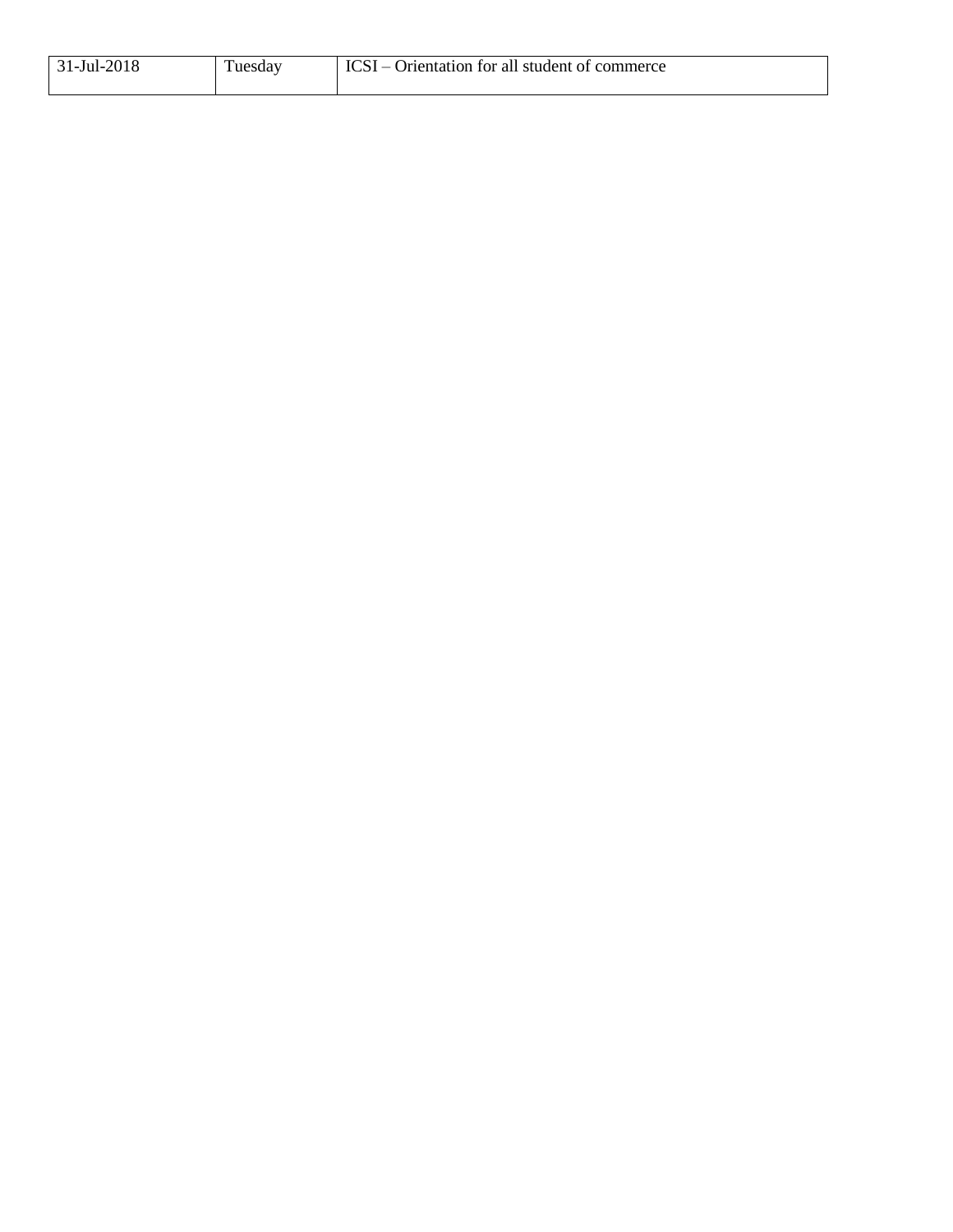| 31-Jul-2018 | Tuesday | ICSI – Orientation for all student of commerce |
|---|---|---|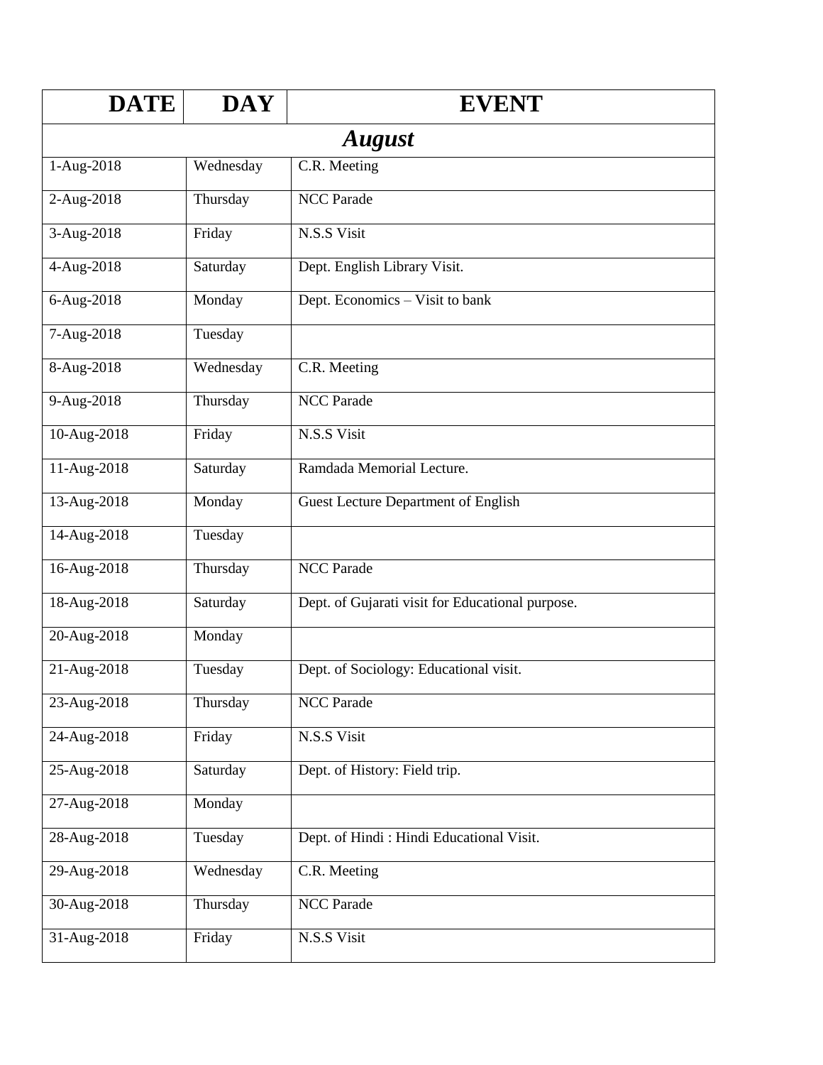| DATE | DAY | EVENT |
|---|---|---|
| ***August*** | | |
| 1-Aug-2018 | Wednesday | C.R. Meeting |
| 2-Aug-2018 | Thursday | NCC Parade |
| 3-Aug-2018 | Friday | N.S.S Visit |
| 4-Aug-2018 | Saturday | Dept. English Library Visit. |
| 6-Aug-2018 | Monday | Dept. Economics – Visit to bank |
| 7-Aug-2018 | Tuesday | |
| 8-Aug-2018 | Wednesday | C.R. Meeting |
| 9-Aug-2018 | Thursday | NCC Parade |
| 10-Aug-2018 | Friday | N.S.S Visit |
| 11-Aug-2018 | Saturday | Ramdada Memorial Lecture. |
| 13-Aug-2018 | Monday | Guest Lecture Department of English |
| 14-Aug-2018 | Tuesday | |
| 16-Aug-2018 | Thursday | NCC Parade |
| 18-Aug-2018 | Saturday | Dept. of Gujarati visit for Educational purpose. |
| 20-Aug-2018 | Monday | |
| 21-Aug-2018 | Tuesday | Dept. of Sociology: Educational visit. |
| 23-Aug-2018 | Thursday | NCC Parade |
| 24-Aug-2018 | Friday | N.S.S Visit |
| 25-Aug-2018 | Saturday | Dept. of History: Field trip. |
| 27-Aug-2018 | Monday | |
| 28-Aug-2018 | Tuesday | Dept. of Hindi : Hindi Educational Visit. |
| 29-Aug-2018 | Wednesday | C.R. Meeting |
| 30-Aug-2018 | Thursday | NCC Parade |
| 31-Aug-2018 | Friday | N.S.S Visit |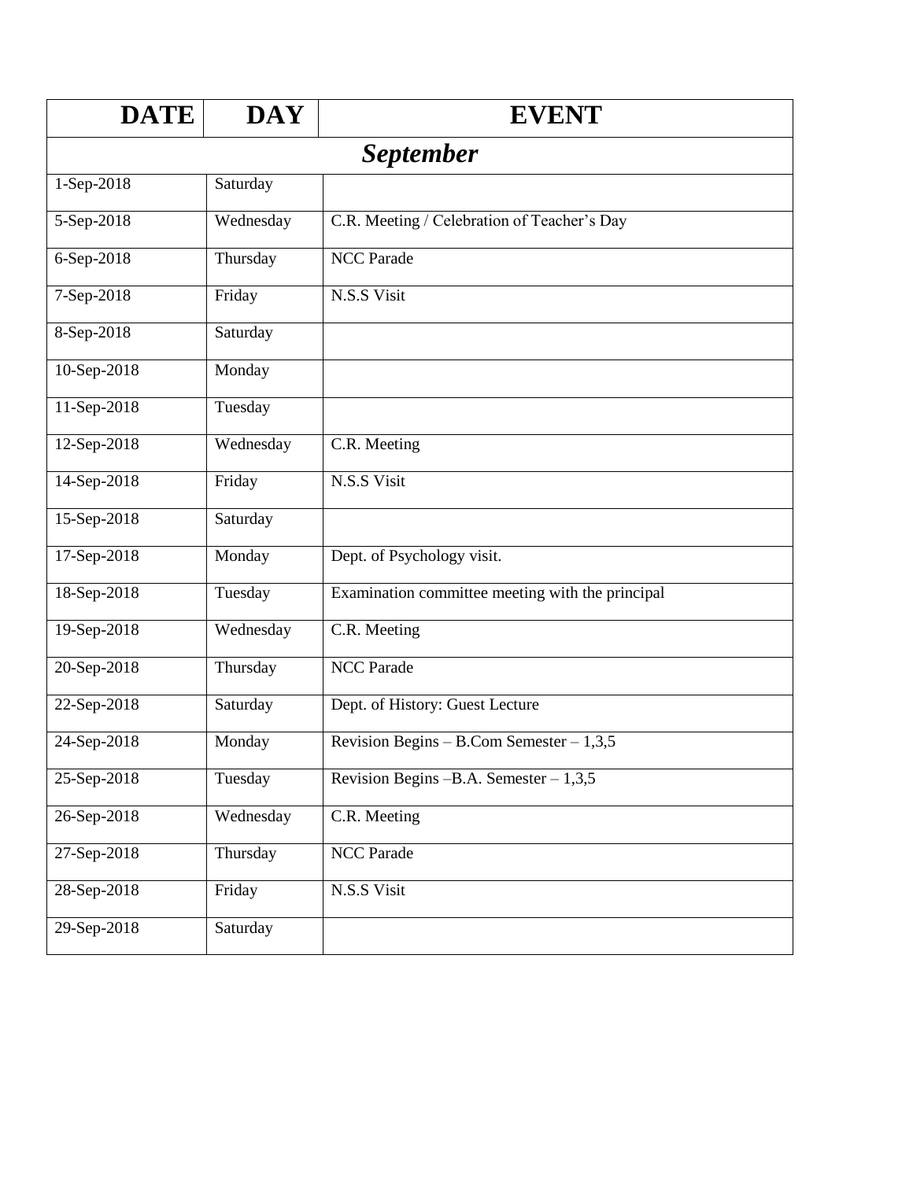| DATE | DAY | EVENT |
|---|---|---|
| ***September*** | | |
| 1-Sep-2018 | Saturday | |
| 5-Sep-2018 | Wednesday | C.R. Meeting / Celebration of Teacher's Day |
| 6-Sep-2018 | Thursday | NCC Parade |
| 7-Sep-2018 | Friday | N.S.S Visit |
| 8-Sep-2018 | Saturday | |
| 10-Sep-2018 | Monday | |
| 11-Sep-2018 | Tuesday | |
| 12-Sep-2018 | Wednesday | C.R. Meeting |
| 14-Sep-2018 | Friday | N.S.S Visit |
| 15-Sep-2018 | Saturday | |
| 17-Sep-2018 | Monday | Dept. of Psychology visit. |
| 18-Sep-2018 | Tuesday | Examination committee meeting with the principal |
| 19-Sep-2018 | Wednesday | C.R. Meeting |
| 20-Sep-2018 | Thursday | NCC Parade |
| 22-Sep-2018 | Saturday | Dept. of History: Guest Lecture |
| 24-Sep-2018 | Monday | Revision Begins – B.Com Semester – 1,3,5 |
| 25-Sep-2018 | Tuesday | Revision Begins –B.A. Semester – 1,3,5 |
| 26-Sep-2018 | Wednesday | C.R. Meeting |
| 27-Sep-2018 | Thursday | NCC Parade |
| 28-Sep-2018 | Friday | N.S.S Visit |
| 29-Sep-2018 | Saturday | |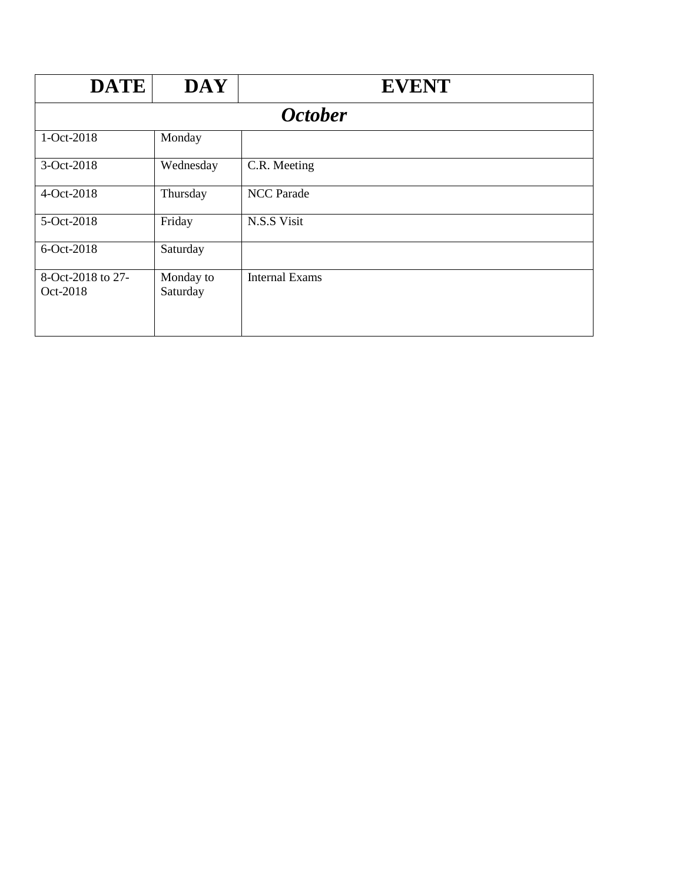| DATE | DAY | EVENT |
| --- | --- | --- |
| ***October*** | | |
| 1-Oct-2018 | Monday | |
| 3-Oct-2018 | Wednesday | C.R. Meeting |
| 4-Oct-2018 | Thursday | NCC Parade |
| 5-Oct-2018 | Friday | N.S.S Visit |
| 6-Oct-2018 | Saturday | |
| 8-Oct-2018 to 27-Oct-2018 | Monday to Saturday | Internal Exams |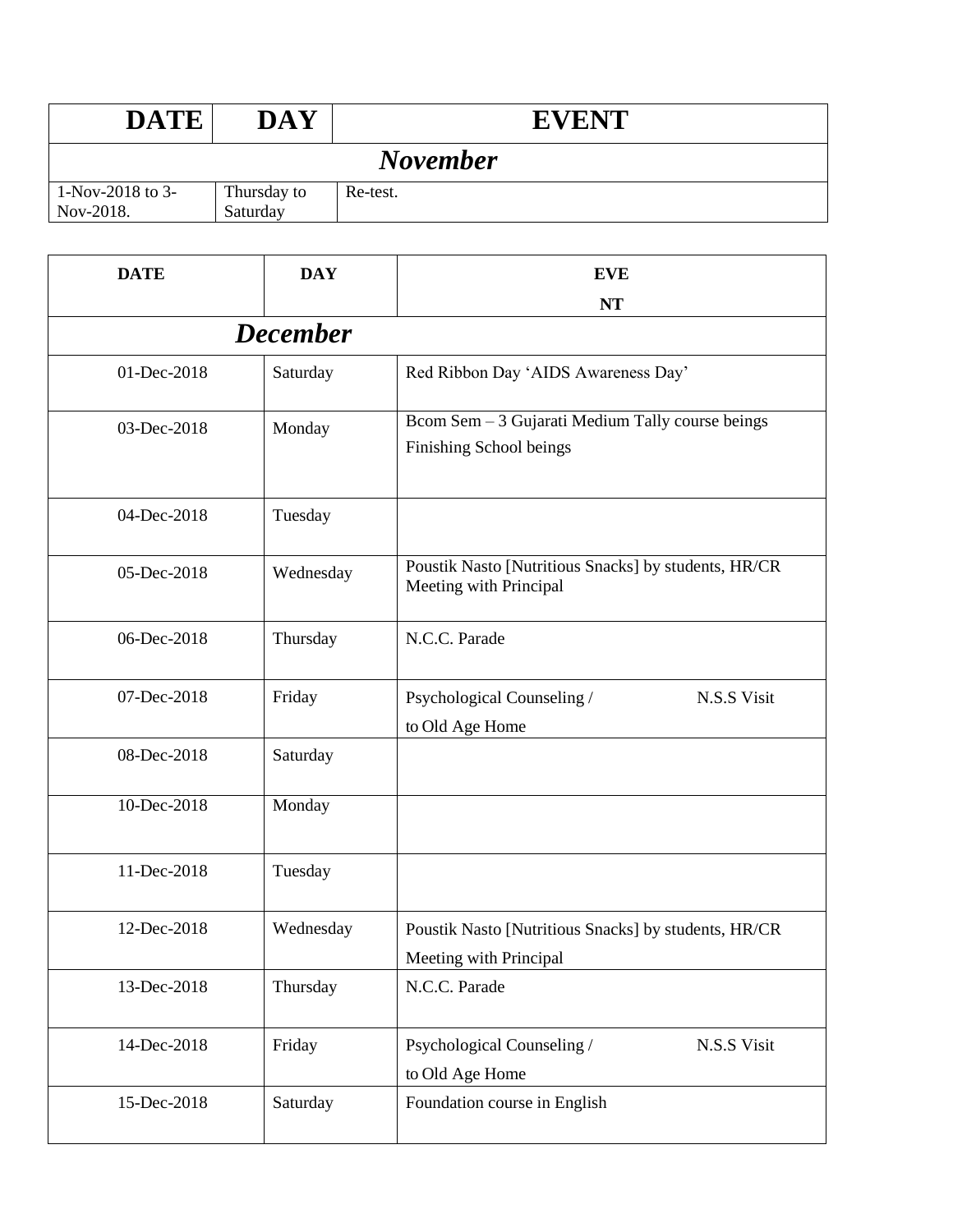| DATE | DAY | EVENT |
|---|---|---|
| ***November*** | | |
| 1-Nov-2018 to 3-Nov-2018. | Thursday to Saturday | Re-test. |

| DATE | DAY | EVENT |
|---|---|---|
| ***December*** | | |
| 01-Dec-2018 | Saturday | Red Ribbon Day 'AIDS Awareness Day' |
| 03-Dec-2018 | Monday | Bcom Sem – 3 Gujarati Medium Tally course beings<br>Finishing School beings |
| 04-Dec-2018 | Tuesday | |
| 05-Dec-2018 | Wednesday | Poustik Nasto [Nutritious Snacks] by students, HR/CR Meeting with Principal |
| 06-Dec-2018 | Thursday | N.C.C. Parade |
| 07-Dec-2018 | Friday | Psychological Counseling / N.S.S Visit to Old Age Home |
| 08-Dec-2018 | Saturday | |
| 10-Dec-2018 | Monday | |
| 11-Dec-2018 | Tuesday | |
| 12-Dec-2018 | Wednesday | Poustik Nasto [Nutritious Snacks] by students, HR/CR Meeting with Principal |
| 13-Dec-2018 | Thursday | N.C.C. Parade |
| 14-Dec-2018 | Friday | Psychological Counseling / N.S.S Visit to Old Age Home |
| 15-Dec-2018 | Saturday | Foundation course in English |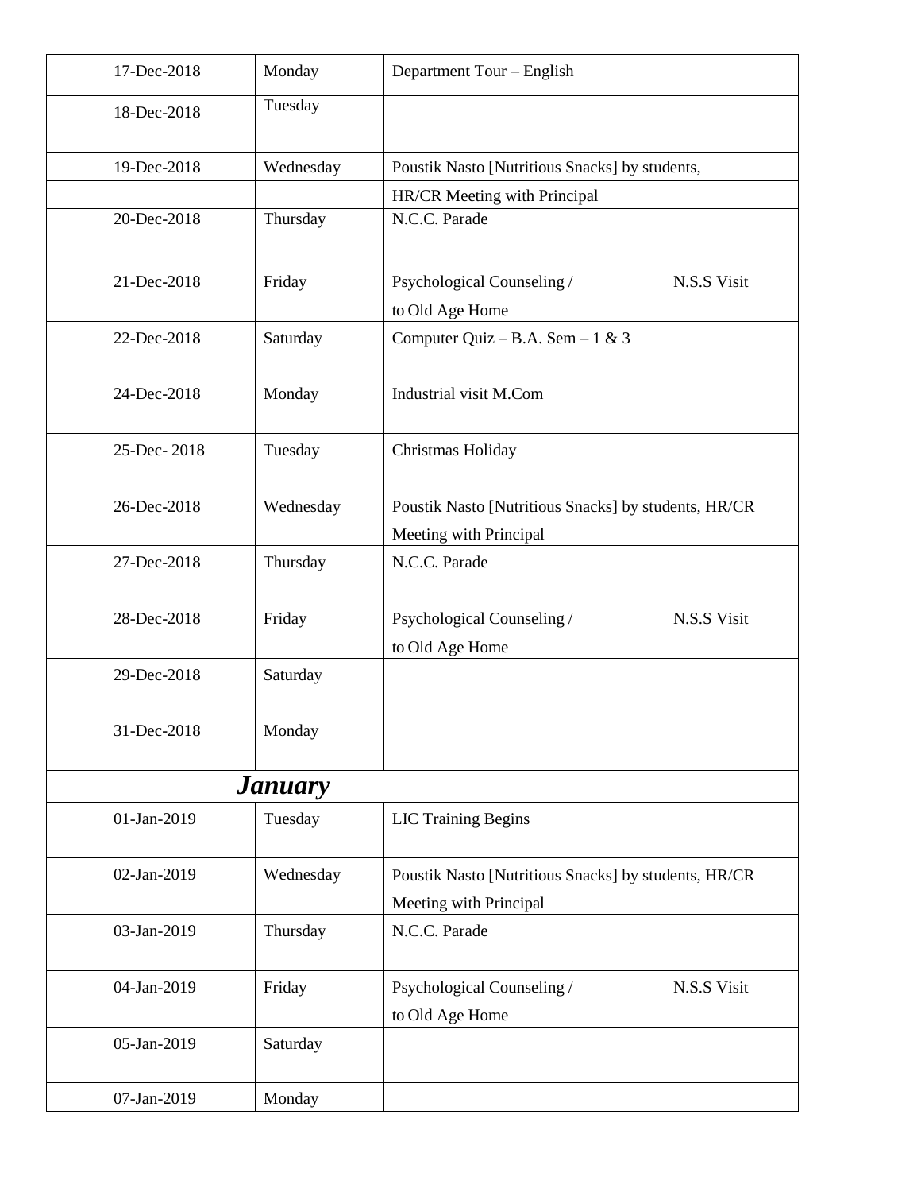| 17-Dec-2018 | Monday | Department Tour – English |
|---|---|---|
| 18-Dec-2018 | Tuesday | |
| 19-Dec-2018 | Wednesday | Poustik Nasto [Nutritious Snacks] by students, |
| | | HR/CR Meeting with Principal |
| 20-Dec-2018 | Thursday | N.C.C. Parade |
| 21-Dec-2018 | Friday | Psychological Counseling / N.S.S Visit to Old Age Home |
| 22-Dec-2018 | Saturday | Computer Quiz – B.A. Sem – 1 & 3 |
| 24-Dec-2018 | Monday | Industrial visit M.Com |
| 25-Dec- 2018 | Tuesday | Christmas Holiday |
| 26-Dec-2018 | Wednesday | Poustik Nasto [Nutritious Snacks] by students, HR/CR Meeting with Principal |
| 27-Dec-2018 | Thursday | N.C.C. Parade |
| 28-Dec-2018 | Friday | Psychological Counseling / N.S.S Visit to Old Age Home |
| 29-Dec-2018 | Saturday | |
| 31-Dec-2018 | Monday | |
| ***January*** | | |
| 01-Jan-2019 | Tuesday | LIC Training Begins |
| 02-Jan-2019 | Wednesday | Poustik Nasto [Nutritious Snacks] by students, HR/CR Meeting with Principal |
| 03-Jan-2019 | Thursday | N.C.C. Parade |
| 04-Jan-2019 | Friday | Psychological Counseling / N.S.S Visit to Old Age Home |
| 05-Jan-2019 | Saturday | |
| 07-Jan-2019 | Monday | |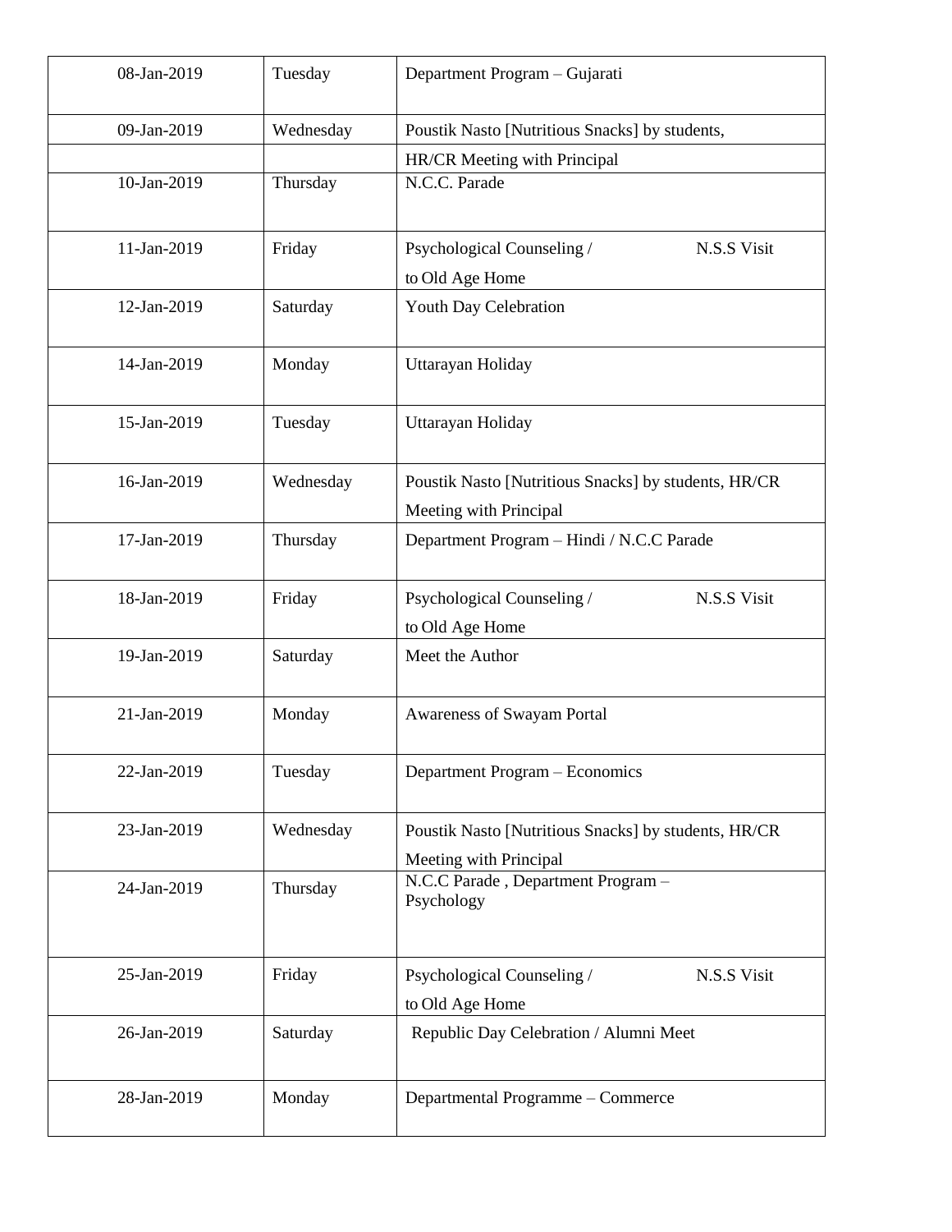| 08-Jan-2019 | Tuesday | Department Program – Gujarati |
|---|---|---|
| 09-Jan-2019 | Wednesday | Poustik Nasto [Nutritious Snacks] by students, |
| | | HR/CR Meeting with Principal |
| 10-Jan-2019 | Thursday | N.C.C. Parade |
| 11-Jan-2019 | Friday | Psychological Counseling / N.S.S Visit to Old Age Home |
| 12-Jan-2019 | Saturday | Youth Day Celebration |
| 14-Jan-2019 | Monday | Uttarayan Holiday |
| 15-Jan-2019 | Tuesday | Uttarayan Holiday |
| 16-Jan-2019 | Wednesday | Poustik Nasto [Nutritious Snacks] by students, HR/CR Meeting with Principal |
| 17-Jan-2019 | Thursday | Department Program – Hindi / N.C.C Parade |
| 18-Jan-2019 | Friday | Psychological Counseling / N.S.S Visit to Old Age Home |
| 19-Jan-2019 | Saturday | Meet the Author |
| 21-Jan-2019 | Monday | Awareness of Swayam Portal |
| 22-Jan-2019 | Tuesday | Department Program – Economics |
| 23-Jan-2019 | Wednesday | Poustik Nasto [Nutritious Snacks] by students, HR/CR Meeting with Principal |
| 24-Jan-2019 | Thursday | N.C.C Parade , Department Program – Psychology |
| 25-Jan-2019 | Friday | Psychological Counseling / N.S.S Visit to Old Age Home |
| 26-Jan-2019 | Saturday | Republic Day Celebration / Alumni Meet |
| 28-Jan-2019 | Monday | Departmental Programme – Commerce |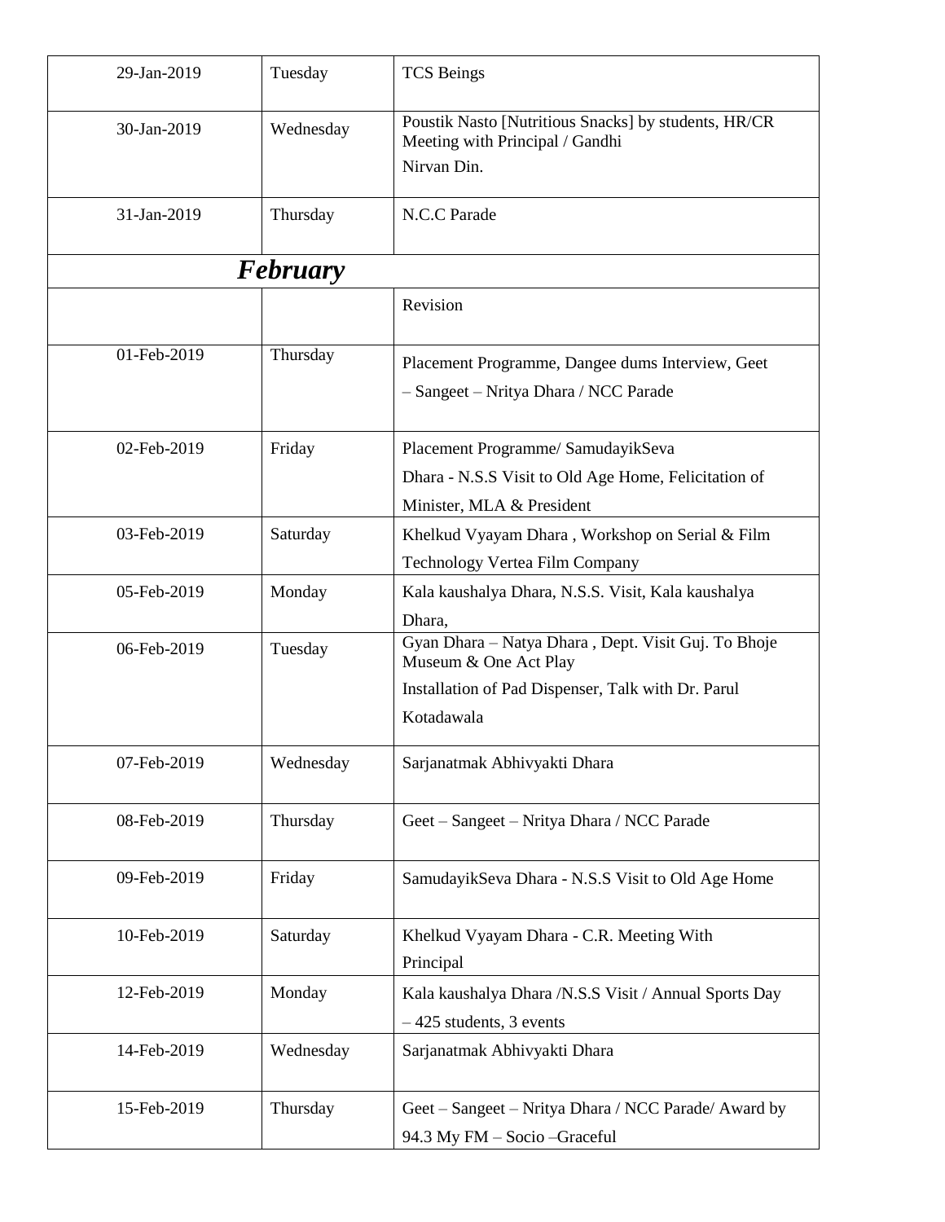| 29-Jan-2019 | Tuesday | TCS Beings |
|---|---|---|
| 30-Jan-2019 | Wednesday | Poustik Nasto [Nutritious Snacks] by students, HR/CR Meeting with Principal / Gandhi Nirvan Din. |
| 31-Jan-2019 | Thursday | N.C.C Parade |
| ***February*** | | |
| | | Revision |
| 01-Feb-2019 | Thursday | Placement Programme, Dangee dums Interview, Geet – Sangeet – Nritya Dhara / NCC Parade |
| 02-Feb-2019 | Friday | Placement Programme/ SamudayikSeva Dhara - N.S.S Visit to Old Age Home, Felicitation of Minister, MLA & President |
| 03-Feb-2019 | Saturday | Khelkud Vyayam Dhara , Workshop on Serial & Film Technology Vertea Film Company |
| 05-Feb-2019 | Monday | Kala kaushalya Dhara, N.S.S. Visit, Kala kaushalya Dhara, |
| 06-Feb-2019 | Tuesday | Gyan Dhara – Natya Dhara , Dept. Visit Guj. To Bhoje Museum & One Act Play Installation of Pad Dispenser, Talk with Dr. Parul Kotadawala |
| 07-Feb-2019 | Wednesday | Sarjanatmak Abhivyakti Dhara |
| 08-Feb-2019 | Thursday | Geet – Sangeet – Nritya Dhara / NCC Parade |
| 09-Feb-2019 | Friday | SamudayikSeva Dhara - N.S.S Visit to Old Age Home |
| 10-Feb-2019 | Saturday | Khelkud Vyayam Dhara - C.R. Meeting With Principal |
| 12-Feb-2019 | Monday | Kala kaushalya Dhara /N.S.S Visit / Annual Sports Day – 425 students, 3 events |
| 14-Feb-2019 | Wednesday | Sarjanatmak Abhivyakti Dhara |
| 15-Feb-2019 | Thursday | Geet – Sangeet – Nritya Dhara / NCC Parade/ Award by 94.3 My FM – Socio –Graceful |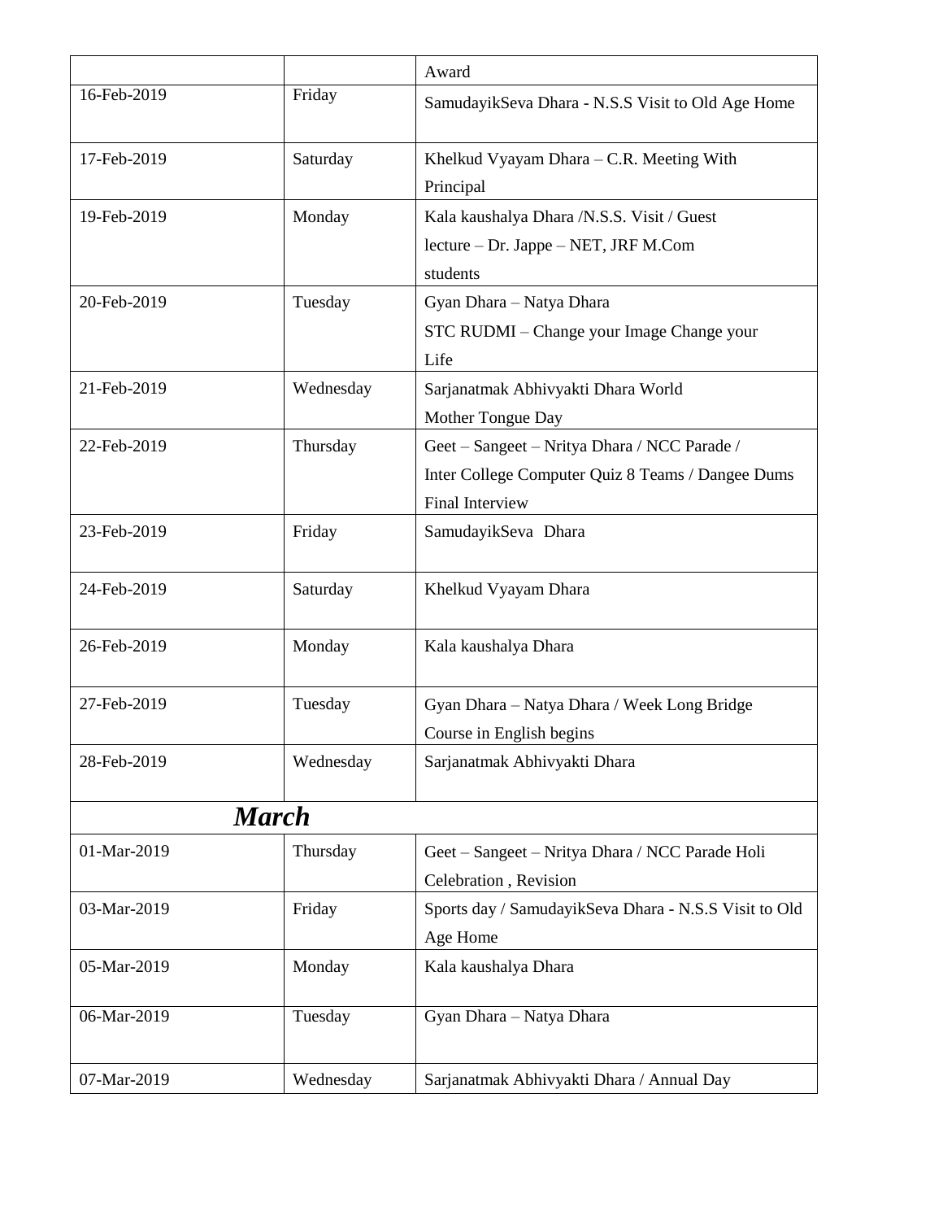|  |  | Award |
|---|---|---|
| 16-Feb-2019 | Friday | SamudayikSeva Dhara - N.S.S Visit to Old Age Home |
| 17-Feb-2019 | Saturday | Khelkud Vyayam Dhara – C.R. Meeting With Principal |
| 19-Feb-2019 | Monday | Kala kaushalya Dhara /N.S.S. Visit / Guest lecture – Dr. Jappe – NET, JRF M.Com students |
| 20-Feb-2019 | Tuesday | Gyan Dhara – Natya Dhara STC RUDMI – Change your Image Change your Life |
| 21-Feb-2019 | Wednesday | Sarjanatmak Abhivyakti Dhara World Mother Tongue Day |
| 22-Feb-2019 | Thursday | Geet – Sangeet – Nritya Dhara / NCC Parade / Inter College Computer Quiz 8 Teams / Dangee Dums Final Interview |
| 23-Feb-2019 | Friday | SamudayikSeva Dhara |
| 24-Feb-2019 | Saturday | Khelkud Vyayam Dhara |
| 26-Feb-2019 | Monday | Kala kaushalya Dhara |
| 27-Feb-2019 | Tuesday | Gyan Dhara – Natya Dhara / Week Long Bridge Course in English begins |
| 28-Feb-2019 | Wednesday | Sarjanatmak Abhivyakti Dhara |
| ***March*** |  |  |
| 01-Mar-2019 | Thursday | Geet – Sangeet – Nritya Dhara / NCC Parade Holi Celebration , Revision |
| 03-Mar-2019 | Friday | Sports day / SamudayikSeva Dhara - N.S.S Visit to Old Age Home |
| 05-Mar-2019 | Monday | Kala kaushalya Dhara |
| 06-Mar-2019 | Tuesday | Gyan Dhara – Natya Dhara |
| 07-Mar-2019 | Wednesday | Sarjanatmak Abhivyakti Dhara / Annual Day |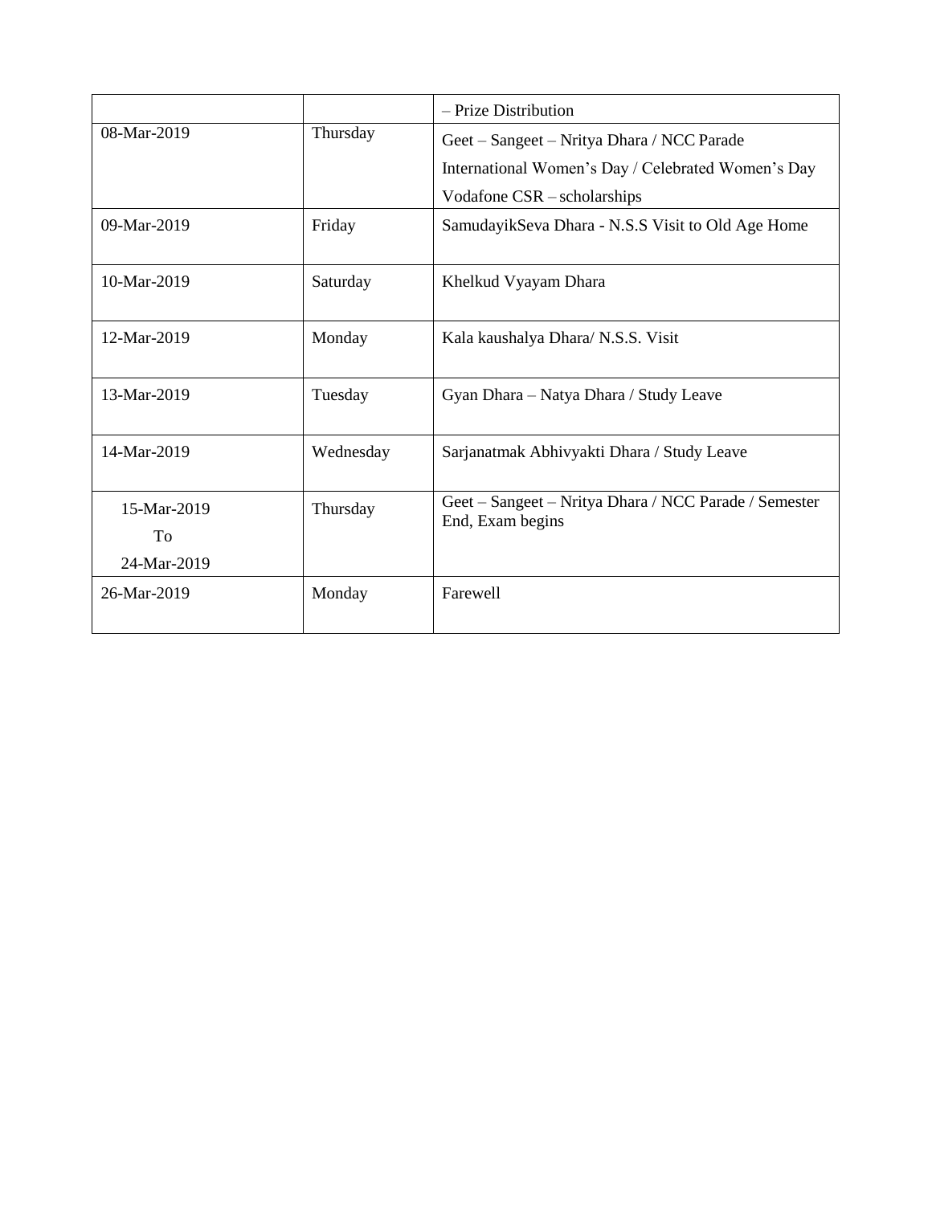| | | |
|---|---|---|
| | – Prize Distribution | |
| 08-Mar-2019 | Thursday | Geet – Sangeet – Nritya Dhara / NCC Parade<br>International Women's Day / Celebrated Women's Day<br>Vodafone CSR – scholarships |
| 09-Mar-2019 | Friday | SamudayikSeva Dhara - N.S.S Visit to Old Age Home |
| 10-Mar-2019 | Saturday | Khelkud Vyayam Dhara |
| 12-Mar-2019 | Monday | Kala kaushalya Dhara/ N.S.S. Visit |
| 13-Mar-2019 | Tuesday | Gyan Dhara – Natya Dhara / Study Leave |
| 14-Mar-2019 | Wednesday | Sarjanatmak Abhivyakti Dhara / Study Leave |
| 15-Mar-2019<br>To<br>24-Mar-2019 | Thursday | Geet – Sangeet – Nritya Dhara / NCC Parade / Semester End, Exam begins |
| 26-Mar-2019 | Monday | Farewell |